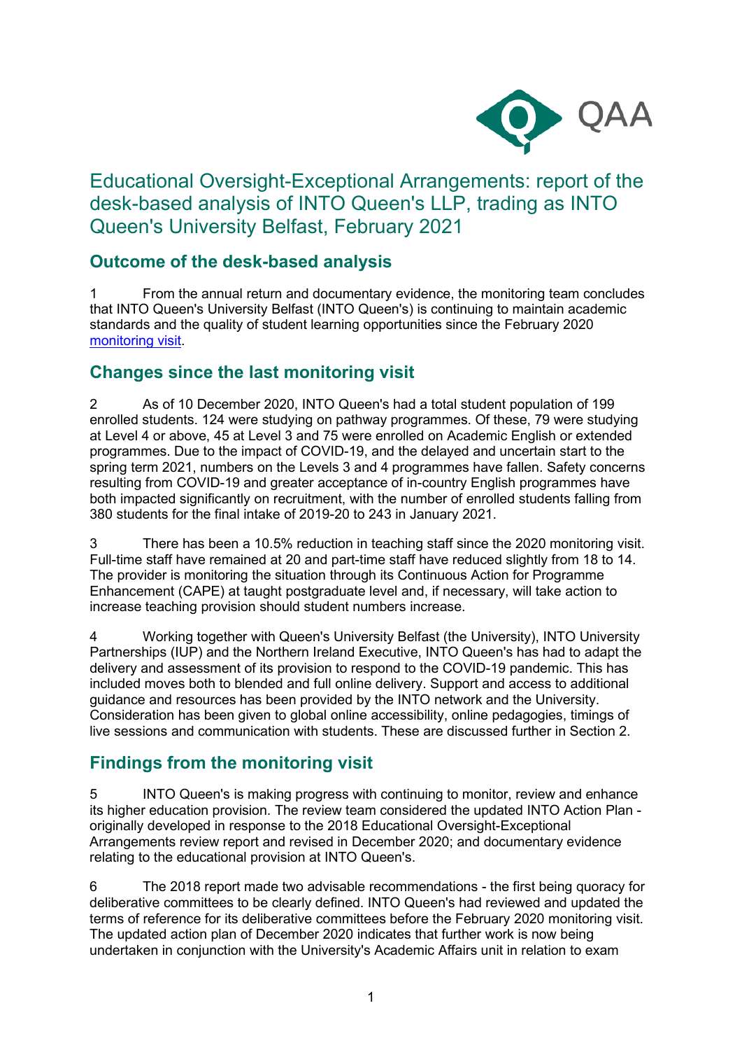# Educational Oversight-Exceptional Arrangements: report of the desk-based analysis of INTO Queen's LLP, trading as INTO Queen's University Belfast, February 2021

## Outcome of the desk-based analysis

1 From the annual return and documentary evidence, the monitoring team concludes that INTO Queen's University Belfast (INTO Queen's) is continuing to maintain academic standards and the quality of student learning opportunities since the February 2020 monitoring visit.

## Changes since the last monitoring visit

2 As of 10 December 2020, INTO Queen's had a total student population of 199 enrolled students. 124 were studying on pathway programmes. Of these, 79 were studying at Level 4 or above, 45 at Level 3 and 75 were enrolled on Academic English or extended programmes. Due to the impact of COVID-19, and the delayed and uncertain start to the spring term 2021, numbers on the Levels 3 and 4 programmes have fallen. Safety concerns resulting from COVID-19 and greater acceptance of in-country English programmes have both impacted significantly on recruitment, with the number of enrolled students falling from 380 students for the final intake of 2019-20 to 243 in January 2021.

3 There has been a 10.5% reduction in teaching staff since the 2020 monitoring visit. Full-time staff have remained at 20 and part-time staff have reduced slightly from 18 to 14. The provider is monitoring the situation through its Continuous Action for Programme Enhancement (CAPE) at taught postgraduate level and, if necessary, will take action to increase teaching provision should student numbers increase.

4 Working together with Queen's University Belfast (the University), INTO University Partnerships (IUP) and the Northern Ireland Executive, INTO Queen's has had to adapt the delivery and assessment of its provision to respond to the COVID-19 pandemic. This has included moves both to blended and full online delivery. Support and access to additional guidance and resources has been provided by the INTO network and the University. Consideration has been given to global online accessibility, online pedagogies, timings of live sessions and communication with students. These are discussed further in Section 2.

## Findings from the monitoring visit

5 INTO Queen's is making progress with continuing to monitor, review and enhance its higher education provision. The review team considered the updated INTO Action Plan - originally developed in response to the 2018 Educational Oversight-Exceptional Arrangements review report and revised in December 2020; and documentary evidence relating to the educational provision at INTO Queen's.

6 The 2018 report made two advisable recommendations - the first being quoracy for deliberative committees to be clearly defined. INTO Queen's had reviewed and updated the terms of reference for its deliberative committees before the February 2020 monitoring visit. The updated action plan of December 2020 indicates that further work is now being undertaken in conjunction with the University's Academic Affairs unit in relation to exam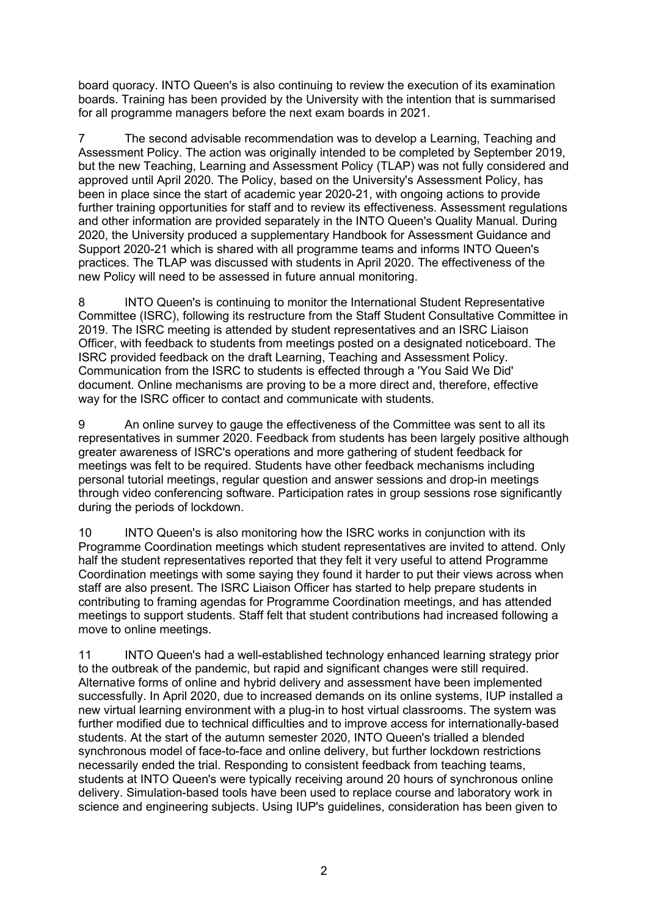board quoracy. INTO Queen's is also continuing to review the execution of its examination boards. Training has been provided by the University with the intention that is summarised for all programme managers before the next exam boards in 2021.

7 The second advisable recommendation was to develop a Learning, Teaching and Assessment Policy. The action was originally intended to be completed by September 2019, but the new Teaching, Learning and Assessment Policy (TLAP) was not fully considered and approved until April 2020. The Policy, based on the University's Assessment Policy, has been in place since the start of academic year 2020-21, with ongoing actions to provide further training opportunities for staff and to review its effectiveness. Assessment regulations and other information are provided separately in the INTO Queen's Quality Manual. During 2020, the University produced a supplementary Handbook for Assessment Guidance and Support 2020-21 which is shared with all programme teams and informs INTO Queen's practices. The TLAP was discussed with students in April 2020. The effectiveness of the new Policy will need to be assessed in future annual monitoring.

8 INTO Queen's is continuing to monitor the International Student Representative Committee (ISRC), following its restructure from the Staff Student Consultative Committee in 2019. The ISRC meeting is attended by student representatives and an ISRC Liaison Officer, with feedback to students from meetings posted on a designated noticeboard. The ISRC provided feedback on the draft Learning, Teaching and Assessment Policy. Communication from the ISRC to students is effected through a 'You Said We Did' document. Online mechanisms are proving to be a more direct and, therefore, effective way for the ISRC officer to contact and communicate with students.

9 An online survey to gauge the effectiveness of the Committee was sent to all its representatives in summer 2020. Feedback from students has been largely positive although greater awareness of ISRC's operations and more gathering of student feedback for meetings was felt to be required. Students have other feedback mechanisms including personal tutorial meetings, regular question and answer sessions and drop-in meetings through video conferencing software. Participation rates in group sessions rose significantly during the periods of lockdown.

10 INTO Queen's is also monitoring how the ISRC works in conjunction with its Programme Coordination meetings which student representatives are invited to attend. Only half the student representatives reported that they felt it very useful to attend Programme Coordination meetings with some saying they found it harder to put their views across when staff are also present. The ISRC Liaison Officer has started to help prepare students in contributing to framing agendas for Programme Coordination meetings, and has attended meetings to support students. Staff felt that student contributions had increased following a move to online meetings.

11 INTO Queen's had a well-established technology enhanced learning strategy prior to the outbreak of the pandemic, but rapid and significant changes were still required. Alternative forms of online and hybrid delivery and assessment have been implemented successfully. In April 2020, due to increased demands on its online systems, IUP installed a new virtual learning environment with a plug-in to host virtual classrooms. The system was further modified due to technical difficulties and to improve access for internationally-based students. At the start of the autumn semester 2020, INTO Queen's trialled a blended synchronous model of face-to-face and online delivery, but further lockdown restrictions necessarily ended the trial. Responding to consistent feedback from teaching teams, students at INTO Queen's were typically receiving around 20 hours of synchronous online delivery. Simulation-based tools have been used to replace course and laboratory work in science and engineering subjects. Using IUP's guidelines, consideration has been given to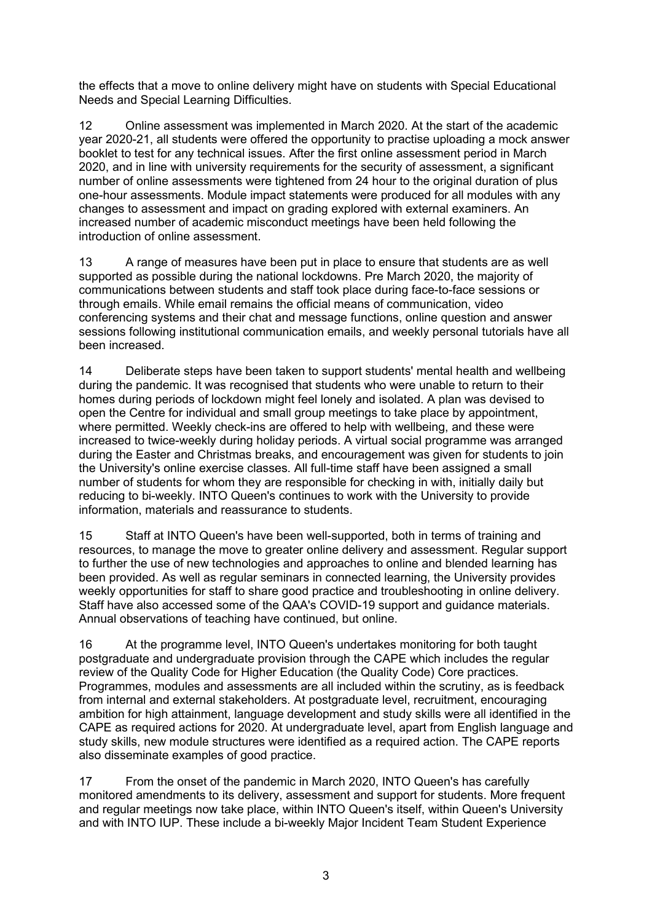the effects that a move to online delivery might have on students with Special Educational Needs and Special Learning Difficulties.

12 Online assessment was implemented in March 2020. At the start of the academic year 2020-21, all students were offered the opportunity to practise uploading a mock answer booklet to test for any technical issues. After the first online assessment period in March 2020, and in line with university requirements for the security of assessment, a significant number of online assessments were tightened from 24 hour to the original duration of plus one-hour assessments. Module impact statements were produced for all modules with any changes to assessment and impact on grading explored with external examiners. An increased number of academic misconduct meetings have been held following the introduction of online assessment.

13 A range of measures have been put in place to ensure that students are as well supported as possible during the national lockdowns. Pre March 2020, the majority of communications between students and staff took place during face-to-face sessions or through emails. While email remains the official means of communication, video conferencing systems and their chat and message functions, online question and answer sessions following institutional communication emails, and weekly personal tutorials have all been increased.

14 Deliberate steps have been taken to support students' mental health and wellbeing during the pandemic. It was recognised that students who were unable to return to their homes during periods of lockdown might feel lonely and isolated. A plan was devised to open the Centre for individual and small group meetings to take place by appointment, where permitted. Weekly check-ins are offered to help with wellbeing, and these were increased to twice-weekly during holiday periods. A virtual social programme was arranged during the Easter and Christmas breaks, and encouragement was given for students to join the University's online exercise classes. All full-time staff have been assigned a small number of students for whom they are responsible for checking in with, initially daily but reducing to bi-weekly. INTO Queen's continues to work with the University to provide information, materials and reassurance to students.

15 Staff at INTO Queen's have been well-supported, both in terms of training and resources, to manage the move to greater online delivery and assessment. Regular support to further the use of new technologies and approaches to online and blended learning has been provided. As well as regular seminars in connected learning, the University provides weekly opportunities for staff to share good practice and troubleshooting in online delivery. Staff have also accessed some of the QAA's COVID-19 support and guidance materials. Annual observations of teaching have continued, but online.

16 At the programme level, INTO Queen's undertakes monitoring for both taught postgraduate and undergraduate provision through the CAPE which includes the regular review of the Quality Code for Higher Education (the Quality Code) Core practices. Programmes, modules and assessments are all included within the scrutiny, as is feedback from internal and external stakeholders. At postgraduate level, recruitment, encouraging ambition for high attainment, language development and study skills were all identified in the CAPE as required actions for 2020. At undergraduate level, apart from English language and study skills, new module structures were identified as a required action. The CAPE reports also disseminate examples of good practice.

17 From the onset of the pandemic in March 2020, INTO Queen's has carefully monitored amendments to its delivery, assessment and support for students. More frequent and regular meetings now take place, within INTO Queen's itself, within Queen's University and with INTO IUP. These include a bi-weekly Major Incident Team Student Experience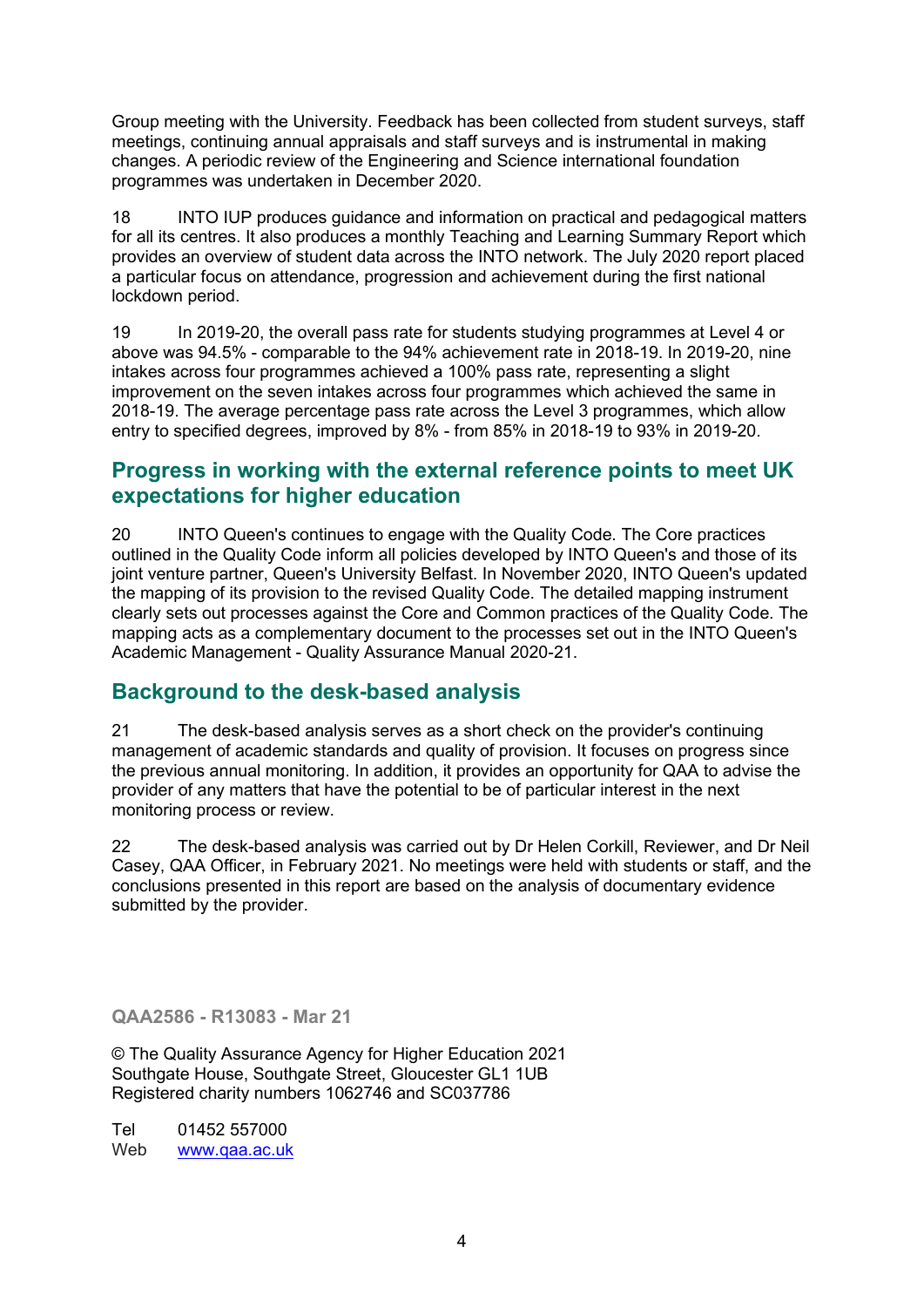Group meeting with the University. Feedback has been collected from student surveys, staff meetings, continuing annual appraisals and staff surveys and is instrumental in making changes. A periodic review of the Engineering and Science international foundation programmes was undertaken in December 2020.

18 INTO IUP produces guidance and information on practical and pedagogical matters for all its centres. It also produces a monthly Teaching and Learning Summary Report which provides an overview of student data across the INTO network. The July 2020 report placed a particular focus on attendance, progression and achievement during the first national lockdown period.

19 In 2019-20, the overall pass rate for students studying programmes at Level 4 or above was 94.5% - comparable to the 94% achievement rate in 2018-19. In 2019-20, nine intakes across four programmes achieved a 100% pass rate, representing a slight improvement on the seven intakes across four programmes which achieved the same in 2018-19. The average percentage pass rate across the Level 3 programmes, which allow entry to specified degrees, improved by 8% - from 85% in 2018-19 to 93% in 2019-20.

## Progress in working with the external reference points to meet UK expectations for higher education

20 INTO Queen's continues to engage with the Quality Code. The Core practices outlined in the Quality Code inform all policies developed by INTO Queen's and those of its joint venture partner, Queen's University Belfast. In November 2020, INTO Queen's updated the mapping of its provision to the revised Quality Code. The detailed mapping instrument clearly sets out processes against the Core and Common practices of the Quality Code. The mapping acts as a complementary document to the processes set out in the INTO Queen's Academic Management - Quality Assurance Manual 2020-21.

## Background to the desk-based analysis

21 The desk-based analysis serves as a short check on the provider's continuing management of academic standards and quality of provision. It focuses on progress since the previous annual monitoring. In addition, it provides an opportunity for QAA to advise the provider of any matters that have the potential to be of particular interest in the next monitoring process or review.

22 The desk-based analysis was carried out by Dr Helen Corkill, Reviewer, and Dr Neil Casey, QAA Officer, in February 2021. No meetings were held with students or staff, and the conclusions presented in this report are based on the analysis of documentary evidence submitted by the provider.

**QAA2586 - R13083 - Mar 21**

© The Quality Assurance Agency for Higher Education 2021
Southgate House, Southgate Street, Gloucester GL1 1UB
Registered charity numbers 1062746 and SC037786

Tel 01452 557000
Web www.qaa.ac.uk